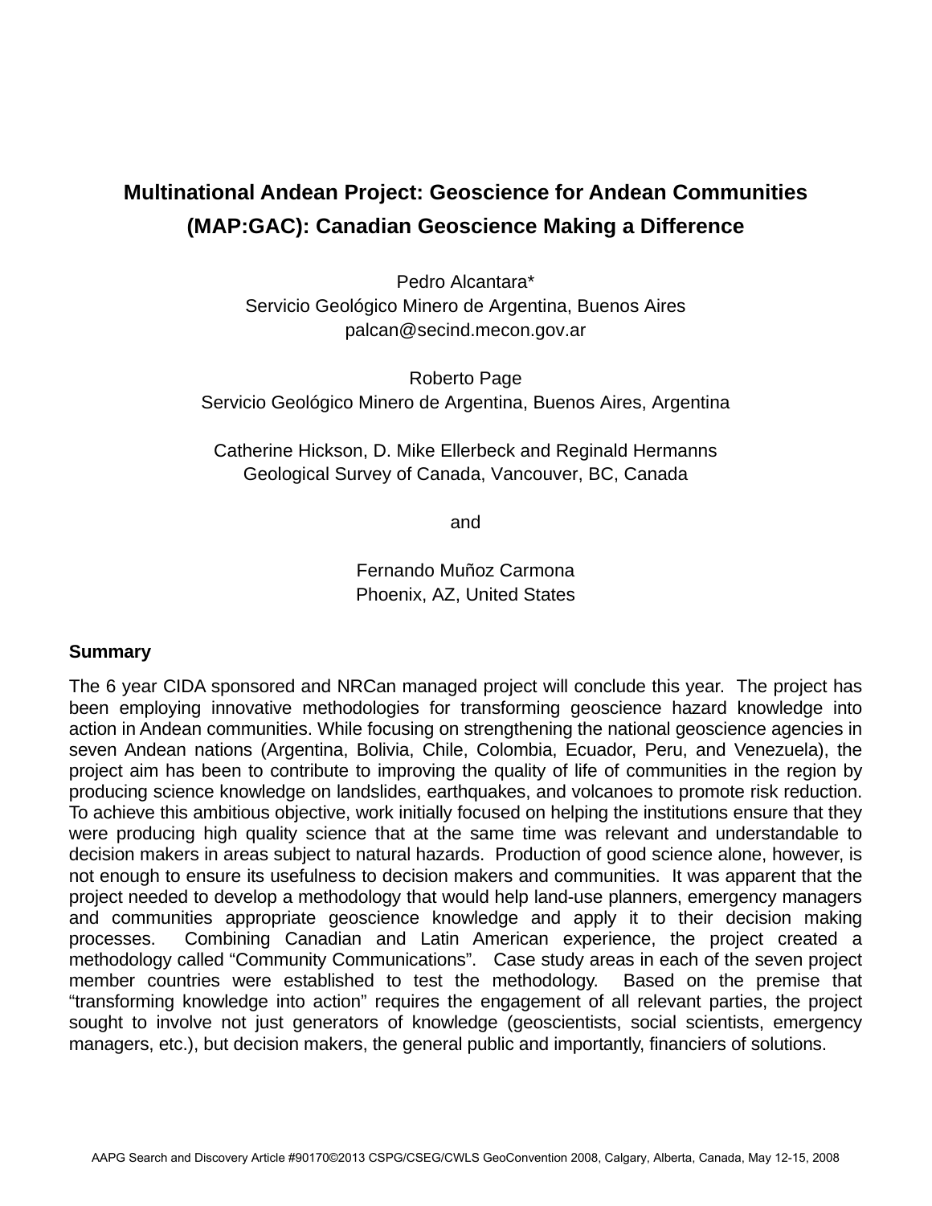# Multinational Andean Project: Geoscience for Andean Communities (MAP:GAC): Canadian Geoscience Making a Difference

Pedro Alcantara*
Servicio Geológico Minero de Argentina, Buenos Aires
palcan@secind.mecon.gov.ar

Roberto Page
Servicio Geológico Minero de Argentina, Buenos Aires, Argentina

Catherine Hickson, D. Mike Ellerbeck and Reginald Hermanns
Geological Survey of Canada, Vancouver, BC, Canada

and

Fernando Muñoz Carmona
Phoenix, AZ, United States

## Summary

The 6 year CIDA sponsored and NRCan managed project will conclude this year. The project has been employing innovative methodologies for transforming geoscience hazard knowledge into action in Andean communities. While focusing on strengthening the national geoscience agencies in seven Andean nations (Argentina, Bolivia, Chile, Colombia, Ecuador, Peru, and Venezuela), the project aim has been to contribute to improving the quality of life of communities in the region by producing science knowledge on landslides, earthquakes, and volcanoes to promote risk reduction. To achieve this ambitious objective, work initially focused on helping the institutions ensure that they were producing high quality science that at the same time was relevant and understandable to decision makers in areas subject to natural hazards. Production of good science alone, however, is not enough to ensure its usefulness to decision makers and communities. It was apparent that the project needed to develop a methodology that would help land-use planners, emergency managers and communities appropriate geoscience knowledge and apply it to their decision making processes. Combining Canadian and Latin American experience, the project created a methodology called "Community Communications". Case study areas in each of the seven project member countries were established to test the methodology. Based on the premise that "transforming knowledge into action" requires the engagement of all relevant parties, the project sought to involve not just generators of knowledge (geoscientists, social scientists, emergency managers, etc.), but decision makers, the general public and importantly, financiers of solutions.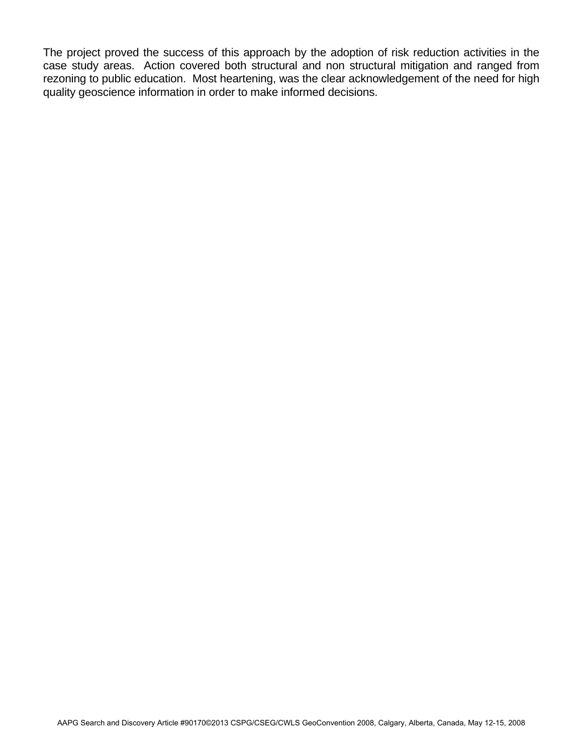The project proved the success of this approach by the adoption of risk reduction activities in the case study areas. Action covered both structural and non structural mitigation and ranged from rezoning to public education. Most heartening, was the clear acknowledgement of the need for high quality geoscience information in order to make informed decisions.